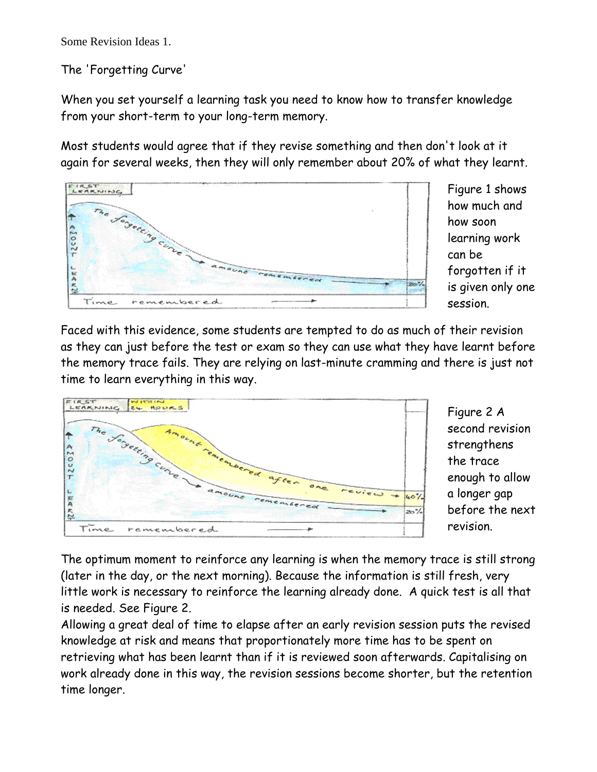Some Revision Ideas 1.

The 'Forgetting Curve'

When you set yourself a learning task you need to know how to transfer knowledge from your short-term to your long-term memory.

Most students would agree that if they revise something and then don't look at it again for several weeks, then they will only remember about 20% of what they learnt.

Figure 1 shows how much and how soon learning work can be forgotten if it is given only one session.

Faced with this evidence, some students are tempted to do as much of their revision as they can just before the test or exam so they can use what they have learnt before the memory trace fails. They are relying on last-minute cramming and there is just not time to learn everything in this way.

Figure 2 A second revision strengthens the trace enough to allow a longer gap before the next revision.

The optimum moment to reinforce any learning is when the memory trace is still strong (later in the day, or the next morning). Because the information is still fresh, very little work is necessary to reinforce the learning already done. A quick test is all that is needed. See Figure 2.

Allowing a great deal of time to elapse after an early revision session puts the revised knowledge at risk and means that proportionately more time has to be spent on retrieving what has been learnt than if it is reviewed soon afterwards. Capitalising on work already done in this way, the revision sessions become shorter, but the retention time longer.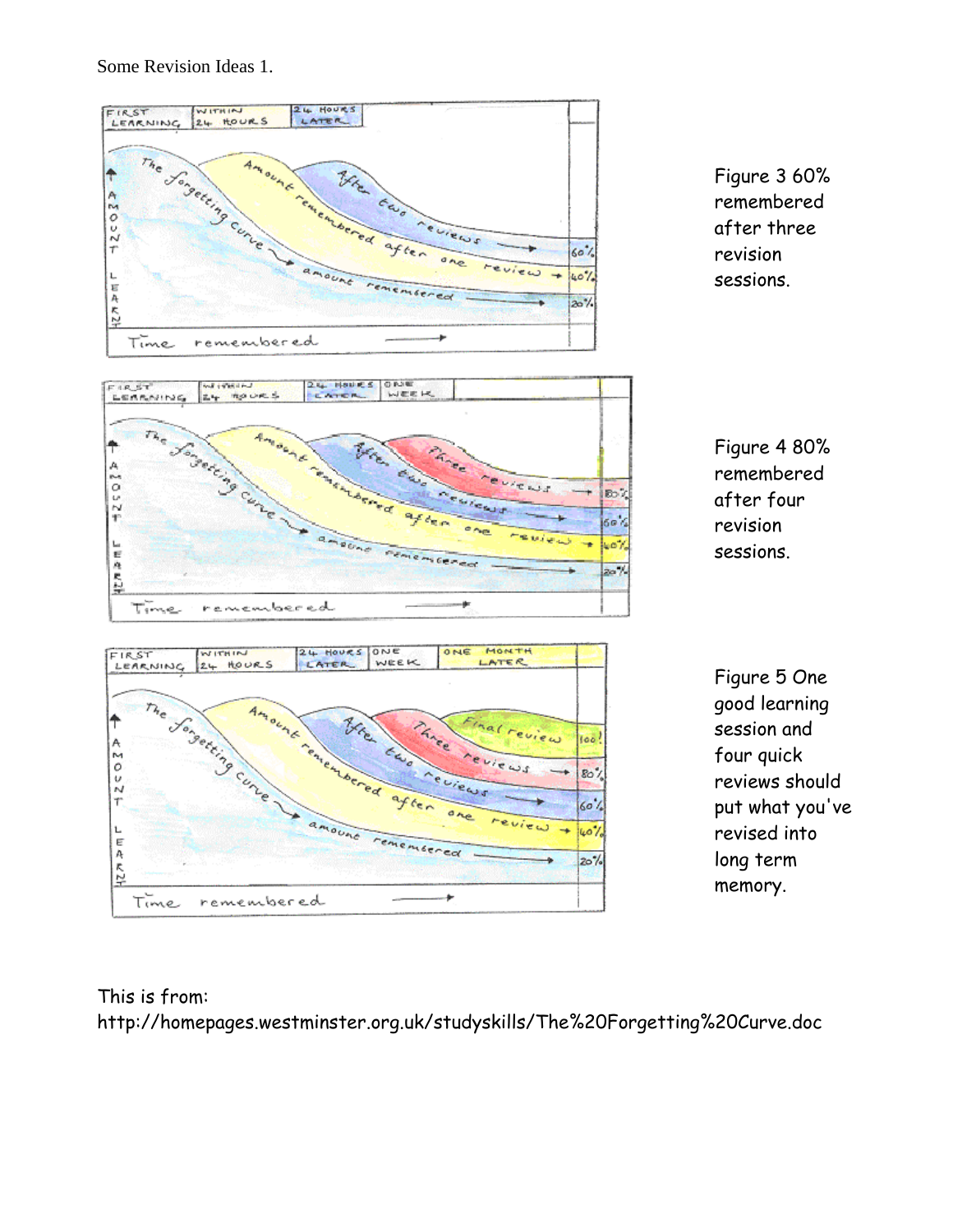Some Revision Ideas 1.

FIRST LEARNING
WITHIN 24 HOURS
24 HOURS LATER

The forgetting curve
Amount remembered after one review
After two reviews
amount remembered
AMOUNT LEARNT
Time remembered
60%
40%
20%

Figure 3 60% remembered after three revision sessions.

FIRST LEARNING
WITHIN 24 HOURS
24 HOURS LATER
ONE WEEK

The forgetting curve
Amount remembered after one review
After two reviews
Three reviews
amount remembered
AMOUNT LEARNT
Time remembered
80%
60%
40%
20%

Figure 4 80% remembered after four revision sessions.

FIRST LEARNING
WITHIN 24 HOURS
24 HOURS LATER
ONE WEEK
ONE MONTH LATER

The forgetting curve
Amount remembered after one review
After two reviews
Three reviews
Final review
amount remembered
AMOUNT LEARNT
Time remembered
100!
80%
60%
40%
20%

Figure 5 One good learning session and four quick reviews should put what you've revised into long term memory.

This is from:
http://homepages.westminster.org.uk/studyskills/The%20Forgetting%20Curve.doc